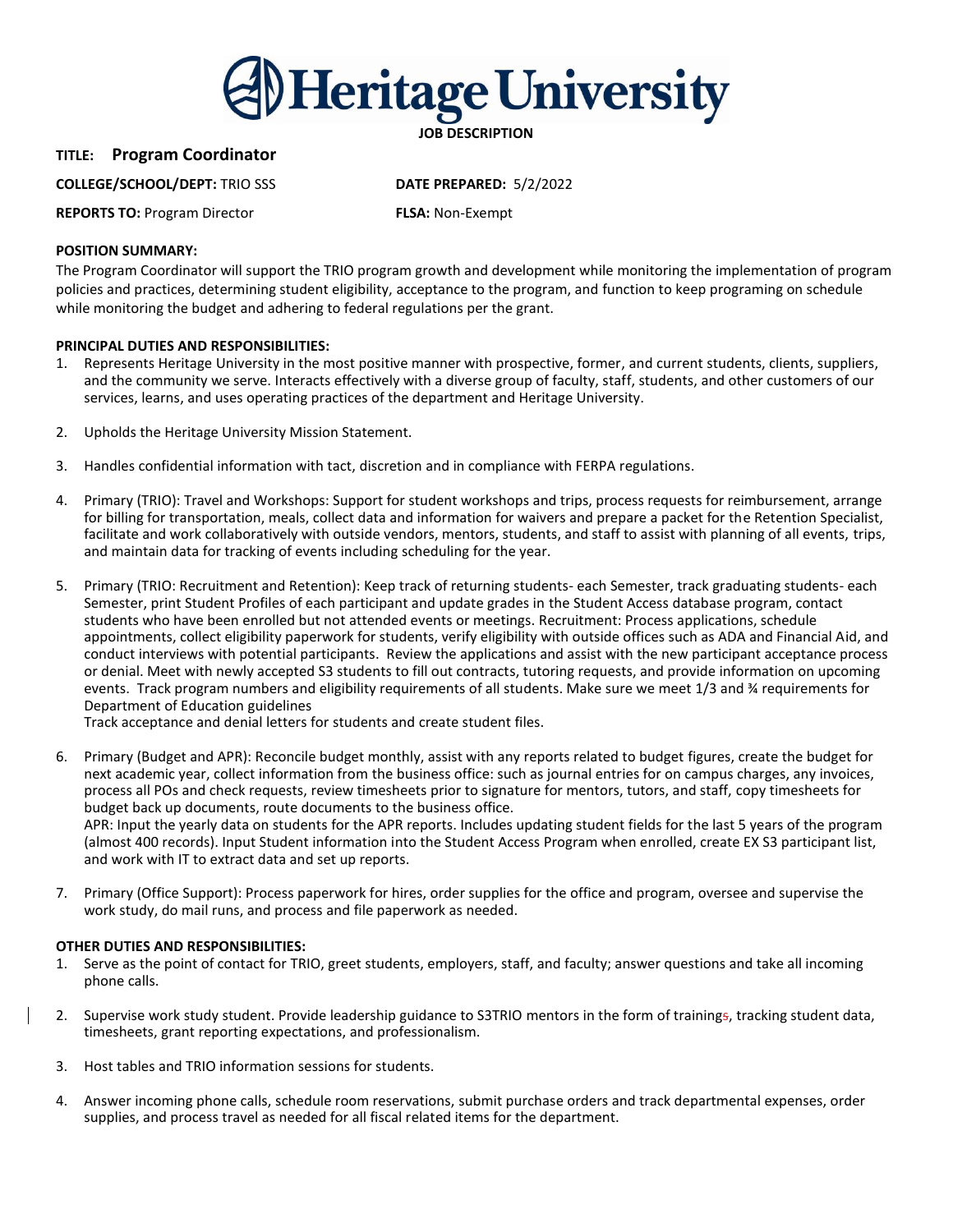# Heritage University

**JOB DESCRIPTION**

**TITLE: Program Coordinator**

**COLLEGE/SCHOOL/DEPT:** TRIO SSS

**DATE PREPARED:** 5/2/2022

**REPORTS TO:** Program Director

**FLSA:** Non-Exempt

**POSITION SUMMARY:**

The Program Coordinator will support the TRIO program growth and development while monitoring the implementation of program policies and practices, determining student eligibility, acceptance to the program, and function to keep programing on schedule while monitoring the budget and adhering to federal regulations per the grant.

**PRINCIPAL DUTIES AND RESPONSIBILITIES:**

1. Represents Heritage University in the most positive manner with prospective, former, and current students, clients, suppliers, and the community we serve. Interacts effectively with a diverse group of faculty, staff, students, and other customers of our services, learns, and uses operating practices of the department and Heritage University.

2. Upholds the Heritage University Mission Statement.

3. Handles confidential information with tact, discretion and in compliance with FERPA regulations.

4. Primary (TRIO): Travel and Workshops: Support for student workshops and trips, process requests for reimbursement, arrange for billing for transportation, meals, collect data and information for waivers and prepare a packet for the Retention Specialist, facilitate and work collaboratively with outside vendors, mentors, students, and staff to assist with planning of all events, trips, and maintain data for tracking of events including scheduling for the year.

5. Primary (TRIO: Recruitment and Retention): Keep track of returning students- each Semester, track graduating students- each Semester, print Student Profiles of each participant and update grades in the Student Access database program, contact students who have been enrolled but not attended events or meetings. Recruitment: Process applications, schedule appointments, collect eligibility paperwork for students, verify eligibility with outside offices such as ADA and Financial Aid, and conduct interviews with potential participants. Review the applications and assist with the new participant acceptance process or denial. Meet with newly accepted S3 students to fill out contracts, tutoring requests, and provide information on upcoming events. Track program numbers and eligibility requirements of all students. Make sure we meet 1/3 and ¾ requirements for Department of Education guidelines
   Track acceptance and denial letters for students and create student files.

6. Primary (Budget and APR): Reconcile budget monthly, assist with any reports related to budget figures, create the budget for next academic year, collect information from the business office: such as journal entries for on campus charges, any invoices, process all POs and check requests, review timesheets prior to signature for mentors, tutors, and staff, copy timesheets for budget back up documents, route documents to the business office.
   APR: Input the yearly data on students for the APR reports. Includes updating student fields for the last 5 years of the program (almost 400 records). Input Student information into the Student Access Program when enrolled, create EX S3 participant list, and work with IT to extract data and set up reports.

7. Primary (Office Support): Process paperwork for hires, order supplies for the office and program, oversee and supervise the work study, do mail runs, and process and file paperwork as needed.

**OTHER DUTIES AND RESPONSIBILITIES:**

1. Serve as the point of contact for TRIO, greet students, employers, staff, and faculty; answer questions and take all incoming phone calls.

2. Supervise work study student. Provide leadership guidance to S3TRIO mentors in the form of trainings, tracking student data, timesheets, grant reporting expectations, and professionalism.

3. Host tables and TRIO information sessions for students.

4. Answer incoming phone calls, schedule room reservations, submit purchase orders and track departmental expenses, order supplies, and process travel as needed for all fiscal related items for the department.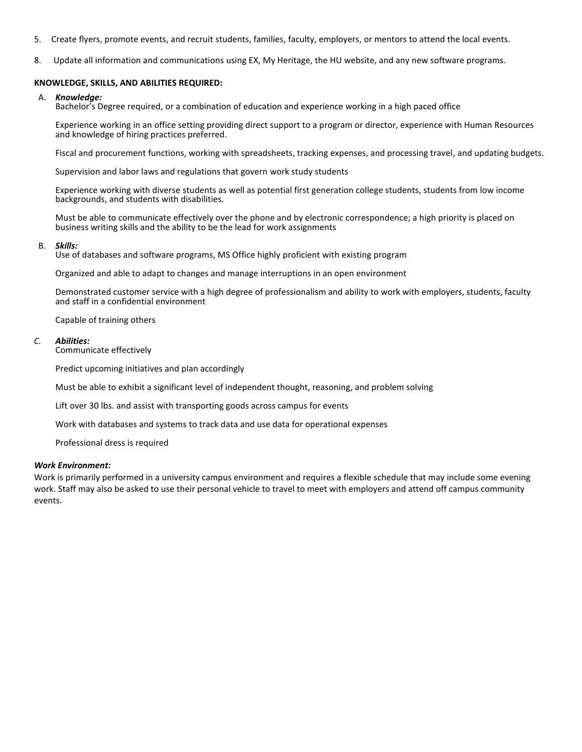5. Create flyers, promote events, and recruit students, families, faculty, employers, or mentors to attend the local events.

8. Update all information and communications using EX, My Heritage, the HU website, and any new software programs.

**KNOWLEDGE, SKILLS, AND ABILITIES REQUIRED:**

A. ***Knowledge:***

Bachelor's Degree required, or a combination of education and experience working in a high paced office

Experience working in an office setting providing direct support to a program or director, experience with Human Resources and knowledge of hiring practices preferred.

Fiscal and procurement functions, working with spreadsheets, tracking expenses, and processing travel, and updating budgets.

Supervision and labor laws and regulations that govern work study students

Experience working with diverse students as well as potential first generation college students, students from low income backgrounds, and students with disabilities.

Must be able to communicate effectively over the phone and by electronic correspondence; a high priority is placed on business writing skills and the ability to be the lead for work assignments

B. ***Skills:***

Use of databases and software programs, MS Office highly proficient with existing program

Organized and able to adapt to changes and manage interruptions in an open environment

Demonstrated customer service with a high degree of professionalism and ability to work with employers, students, faculty and staff in a confidential environment

Capable of training others

*C.* ***Abilities:***

Communicate effectively

Predict upcoming initiatives and plan accordingly

Must be able to exhibit a significant level of independent thought, reasoning, and problem solving

Lift over 30 lbs. and assist with transporting goods across campus for events

Work with databases and systems to track data and use data for operational expenses

Professional dress is required

***Work Environment:***

Work is primarily performed in a university campus environment and requires a flexible schedule that may include some evening work. Staff may also be asked to use their personal vehicle to travel to meet with employers and attend off campus community events.